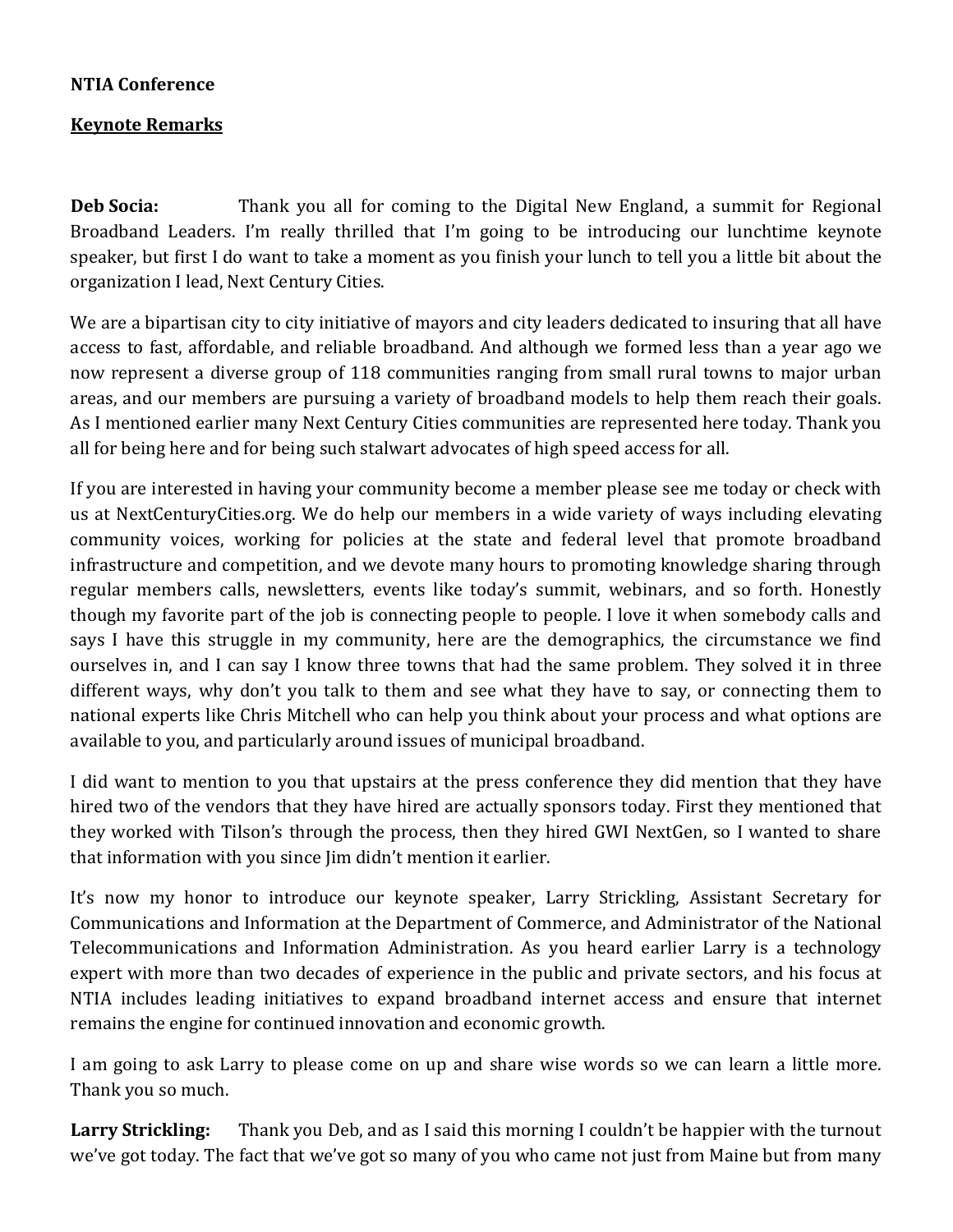**NTIA Conference**

**Keynote Remarks**

**Deb Socia:** Thank you all for coming to the Digital New England, a summit for Regional Broadband Leaders. I'm really thrilled that I'm going to be introducing our lunchtime keynote speaker, but first I do want to take a moment as you finish your lunch to tell you a little bit about the organization I lead, Next Century Cities.

We are a bipartisan city to city initiative of mayors and city leaders dedicated to insuring that all have access to fast, affordable, and reliable broadband. And although we formed less than a year ago we now represent a diverse group of 118 communities ranging from small rural towns to major urban areas, and our members are pursuing a variety of broadband models to help them reach their goals. As I mentioned earlier many Next Century Cities communities are represented here today. Thank you all for being here and for being such stalwart advocates of high speed access for all.

If you are interested in having your community become a member please see me today or check with us at NextCenturyCities.org. We do help our members in a wide variety of ways including elevating community voices, working for policies at the state and federal level that promote broadband infrastructure and competition, and we devote many hours to promoting knowledge sharing through regular members calls, newsletters, events like today's summit, webinars, and so forth. Honestly though my favorite part of the job is connecting people to people. I love it when somebody calls and says I have this struggle in my community, here are the demographics, the circumstance we find ourselves in, and I can say I know three towns that had the same problem. They solved it in three different ways, why don't you talk to them and see what they have to say, or connecting them to national experts like Chris Mitchell who can help you think about your process and what options are available to you, and particularly around issues of municipal broadband.

I did want to mention to you that upstairs at the press conference they did mention that they have hired two of the vendors that they have hired are actually sponsors today. First they mentioned that they worked with Tilson's through the process, then they hired GWI NextGen, so I wanted to share that information with you since Jim didn't mention it earlier.

It's now my honor to introduce our keynote speaker, Larry Strickling, Assistant Secretary for Communications and Information at the Department of Commerce, and Administrator of the National Telecommunications and Information Administration. As you heard earlier Larry is a technology expert with more than two decades of experience in the public and private sectors, and his focus at NTIA includes leading initiatives to expand broadband internet access and ensure that internet remains the engine for continued innovation and economic growth.

I am going to ask Larry to please come on up and share wise words so we can learn a little more. Thank you so much.

**Larry Strickling:** Thank you Deb, and as I said this morning I couldn't be happier with the turnout we've got today. The fact that we've got so many of you who came not just from Maine but from many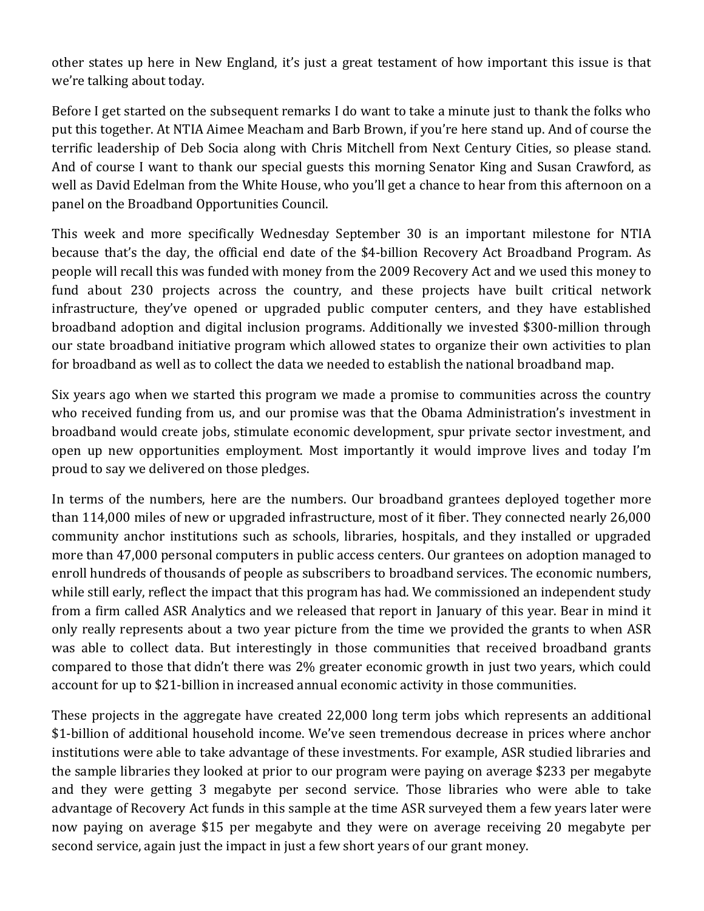other states up here in New England, it's just a great testament of how important this issue is that we're talking about today.

Before I get started on the subsequent remarks I do want to take a minute just to thank the folks who put this together. At NTIA Aimee Meacham and Barb Brown, if you're here stand up. And of course the terrific leadership of Deb Socia along with Chris Mitchell from Next Century Cities, so please stand. And of course I want to thank our special guests this morning Senator King and Susan Crawford, as well as David Edelman from the White House, who you'll get a chance to hear from this afternoon on a panel on the Broadband Opportunities Council.

This week and more specifically Wednesday September 30 is an important milestone for NTIA because that's the day, the official end date of the $4-billion Recovery Act Broadband Program. As people will recall this was funded with money from the 2009 Recovery Act and we used this money to fund about 230 projects across the country, and these projects have built critical network infrastructure, they've opened or upgraded public computer centers, and they have established broadband adoption and digital inclusion programs. Additionally we invested $300-million through our state broadband initiative program which allowed states to organize their own activities to plan for broadband as well as to collect the data we needed to establish the national broadband map.

Six years ago when we started this program we made a promise to communities across the country who received funding from us, and our promise was that the Obama Administration's investment in broadband would create jobs, stimulate economic development, spur private sector investment, and open up new opportunities employment. Most importantly it would improve lives and today I'm proud to say we delivered on those pledges.

In terms of the numbers, here are the numbers. Our broadband grantees deployed together more than 114,000 miles of new or upgraded infrastructure, most of it fiber. They connected nearly 26,000 community anchor institutions such as schools, libraries, hospitals, and they installed or upgraded more than 47,000 personal computers in public access centers. Our grantees on adoption managed to enroll hundreds of thousands of people as subscribers to broadband services. The economic numbers, while still early, reflect the impact that this program has had. We commissioned an independent study from a firm called ASR Analytics and we released that report in January of this year. Bear in mind it only really represents about a two year picture from the time we provided the grants to when ASR was able to collect data. But interestingly in those communities that received broadband grants compared to those that didn't there was 2% greater economic growth in just two years, which could account for up to $21-billion in increased annual economic activity in those communities.

These projects in the aggregate have created 22,000 long term jobs which represents an additional $1-billion of additional household income. We've seen tremendous decrease in prices where anchor institutions were able to take advantage of these investments. For example, ASR studied libraries and the sample libraries they looked at prior to our program were paying on average $233 per megabyte and they were getting 3 megabyte per second service. Those libraries who were able to take advantage of Recovery Act funds in this sample at the time ASR surveyed them a few years later were now paying on average $15 per megabyte and they were on average receiving 20 megabyte per second service, again just the impact in just a few short years of our grant money.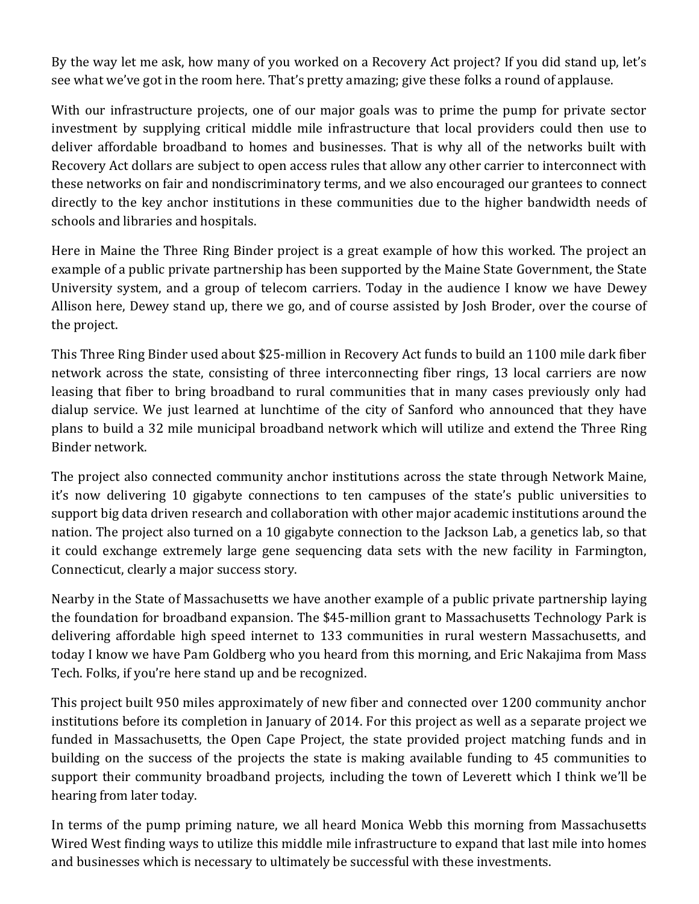By the way let me ask, how many of you worked on a Recovery Act project? If you did stand up, let's see what we've got in the room here. That's pretty amazing; give these folks a round of applause.

With our infrastructure projects, one of our major goals was to prime the pump for private sector investment by supplying critical middle mile infrastructure that local providers could then use to deliver affordable broadband to homes and businesses. That is why all of the networks built with Recovery Act dollars are subject to open access rules that allow any other carrier to interconnect with these networks on fair and nondiscriminatory terms, and we also encouraged our grantees to connect directly to the key anchor institutions in these communities due to the higher bandwidth needs of schools and libraries and hospitals.

Here in Maine the Three Ring Binder project is a great example of how this worked. The project an example of a public private partnership has been supported by the Maine State Government, the State University system, and a group of telecom carriers. Today in the audience I know we have Dewey Allison here, Dewey stand up, there we go, and of course assisted by Josh Broder, over the course of the project.

This Three Ring Binder used about $25-million in Recovery Act funds to build an 1100 mile dark fiber network across the state, consisting of three interconnecting fiber rings, 13 local carriers are now leasing that fiber to bring broadband to rural communities that in many cases previously only had dialup service. We just learned at lunchtime of the city of Sanford who announced that they have plans to build a 32 mile municipal broadband network which will utilize and extend the Three Ring Binder network.

The project also connected community anchor institutions across the state through Network Maine, it's now delivering 10 gigabyte connections to ten campuses of the state's public universities to support big data driven research and collaboration with other major academic institutions around the nation. The project also turned on a 10 gigabyte connection to the Jackson Lab, a genetics lab, so that it could exchange extremely large gene sequencing data sets with the new facility in Farmington, Connecticut, clearly a major success story.

Nearby in the State of Massachusetts we have another example of a public private partnership laying the foundation for broadband expansion. The $45-million grant to Massachusetts Technology Park is delivering affordable high speed internet to 133 communities in rural western Massachusetts, and today I know we have Pam Goldberg who you heard from this morning, and Eric Nakajima from Mass Tech. Folks, if you're here stand up and be recognized.

This project built 950 miles approximately of new fiber and connected over 1200 community anchor institutions before its completion in January of 2014. For this project as well as a separate project we funded in Massachusetts, the Open Cape Project, the state provided project matching funds and in building on the success of the projects the state is making available funding to 45 communities to support their community broadband projects, including the town of Leverett which I think we'll be hearing from later today.

In terms of the pump priming nature, we all heard Monica Webb this morning from Massachusetts Wired West finding ways to utilize this middle mile infrastructure to expand that last mile into homes and businesses which is necessary to ultimately be successful with these investments.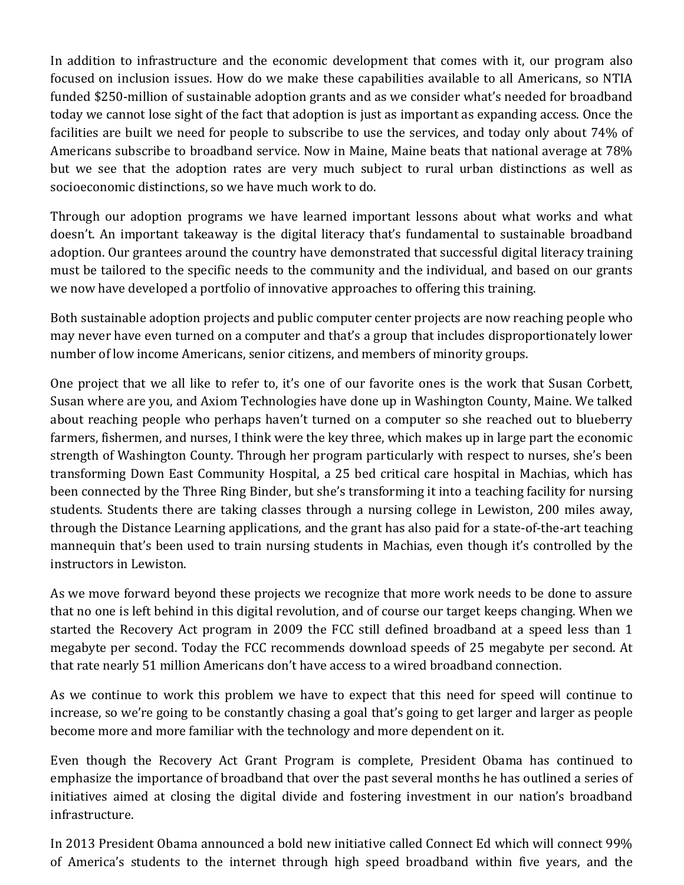In addition to infrastructure and the economic development that comes with it, our program also focused on inclusion issues. How do we make these capabilities available to all Americans, so NTIA funded $250-million of sustainable adoption grants and as we consider what's needed for broadband today we cannot lose sight of the fact that adoption is just as important as expanding access. Once the facilities are built we need for people to subscribe to use the services, and today only about 74% of Americans subscribe to broadband service. Now in Maine, Maine beats that national average at 78% but we see that the adoption rates are very much subject to rural urban distinctions as well as socioeconomic distinctions, so we have much work to do.

Through our adoption programs we have learned important lessons about what works and what doesn't. An important takeaway is the digital literacy that's fundamental to sustainable broadband adoption. Our grantees around the country have demonstrated that successful digital literacy training must be tailored to the specific needs to the community and the individual, and based on our grants we now have developed a portfolio of innovative approaches to offering this training.

Both sustainable adoption projects and public computer center projects are now reaching people who may never have even turned on a computer and that's a group that includes disproportionately lower number of low income Americans, senior citizens, and members of minority groups.

One project that we all like to refer to, it's one of our favorite ones is the work that Susan Corbett, Susan where are you, and Axiom Technologies have done up in Washington County, Maine. We talked about reaching people who perhaps haven't turned on a computer so she reached out to blueberry farmers, fishermen, and nurses, I think were the key three, which makes up in large part the economic strength of Washington County. Through her program particularly with respect to nurses, she's been transforming Down East Community Hospital, a 25 bed critical care hospital in Machias, which has been connected by the Three Ring Binder, but she's transforming it into a teaching facility for nursing students. Students there are taking classes through a nursing college in Lewiston, 200 miles away, through the Distance Learning applications, and the grant has also paid for a state-of-the-art teaching mannequin that's been used to train nursing students in Machias, even though it's controlled by the instructors in Lewiston.

As we move forward beyond these projects we recognize that more work needs to be done to assure that no one is left behind in this digital revolution, and of course our target keeps changing. When we started the Recovery Act program in 2009 the FCC still defined broadband at a speed less than 1 megabyte per second. Today the FCC recommends download speeds of 25 megabyte per second. At that rate nearly 51 million Americans don't have access to a wired broadband connection.

As we continue to work this problem we have to expect that this need for speed will continue to increase, so we're going to be constantly chasing a goal that's going to get larger and larger as people become more and more familiar with the technology and more dependent on it.

Even though the Recovery Act Grant Program is complete, President Obama has continued to emphasize the importance of broadband that over the past several months he has outlined a series of initiatives aimed at closing the digital divide and fostering investment in our nation's broadband infrastructure.

In 2013 President Obama announced a bold new initiative called Connect Ed which will connect 99% of America's students to the internet through high speed broadband within five years, and the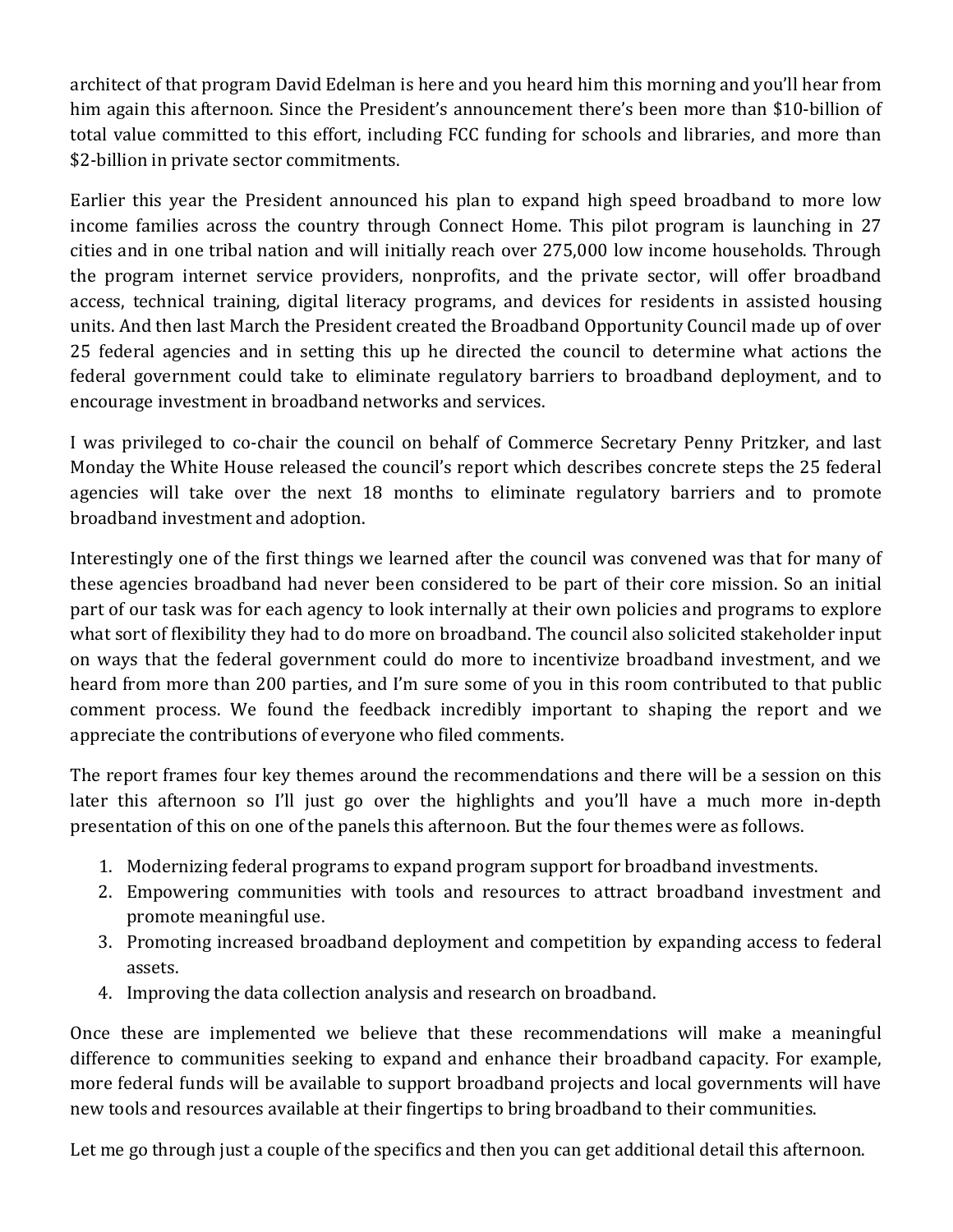architect of that program David Edelman is here and you heard him this morning and you'll hear from him again this afternoon. Since the President's announcement there's been more than $10-billion of total value committed to this effort, including FCC funding for schools and libraries, and more than $2-billion in private sector commitments.

Earlier this year the President announced his plan to expand high speed broadband to more low income families across the country through Connect Home. This pilot program is launching in 27 cities and in one tribal nation and will initially reach over 275,000 low income households. Through the program internet service providers, nonprofits, and the private sector, will offer broadband access, technical training, digital literacy programs, and devices for residents in assisted housing units. And then last March the President created the Broadband Opportunity Council made up of over 25 federal agencies and in setting this up he directed the council to determine what actions the federal government could take to eliminate regulatory barriers to broadband deployment, and to encourage investment in broadband networks and services.

I was privileged to co-chair the council on behalf of Commerce Secretary Penny Pritzker, and last Monday the White House released the council's report which describes concrete steps the 25 federal agencies will take over the next 18 months to eliminate regulatory barriers and to promote broadband investment and adoption.

Interestingly one of the first things we learned after the council was convened was that for many of these agencies broadband had never been considered to be part of their core mission. So an initial part of our task was for each agency to look internally at their own policies and programs to explore what sort of flexibility they had to do more on broadband. The council also solicited stakeholder input on ways that the federal government could do more to incentivize broadband investment, and we heard from more than 200 parties, and I'm sure some of you in this room contributed to that public comment process. We found the feedback incredibly important to shaping the report and we appreciate the contributions of everyone who filed comments.

The report frames four key themes around the recommendations and there will be a session on this later this afternoon so I'll just go over the highlights and you'll have a much more in-depth presentation of this on one of the panels this afternoon. But the four themes were as follows.

1. Modernizing federal programs to expand program support for broadband investments.
2. Empowering communities with tools and resources to attract broadband investment and promote meaningful use.
3. Promoting increased broadband deployment and competition by expanding access to federal assets.
4. Improving the data collection analysis and research on broadband.

Once these are implemented we believe that these recommendations will make a meaningful difference to communities seeking to expand and enhance their broadband capacity. For example, more federal funds will be available to support broadband projects and local governments will have new tools and resources available at their fingertips to bring broadband to their communities.

Let me go through just a couple of the specifics and then you can get additional detail this afternoon.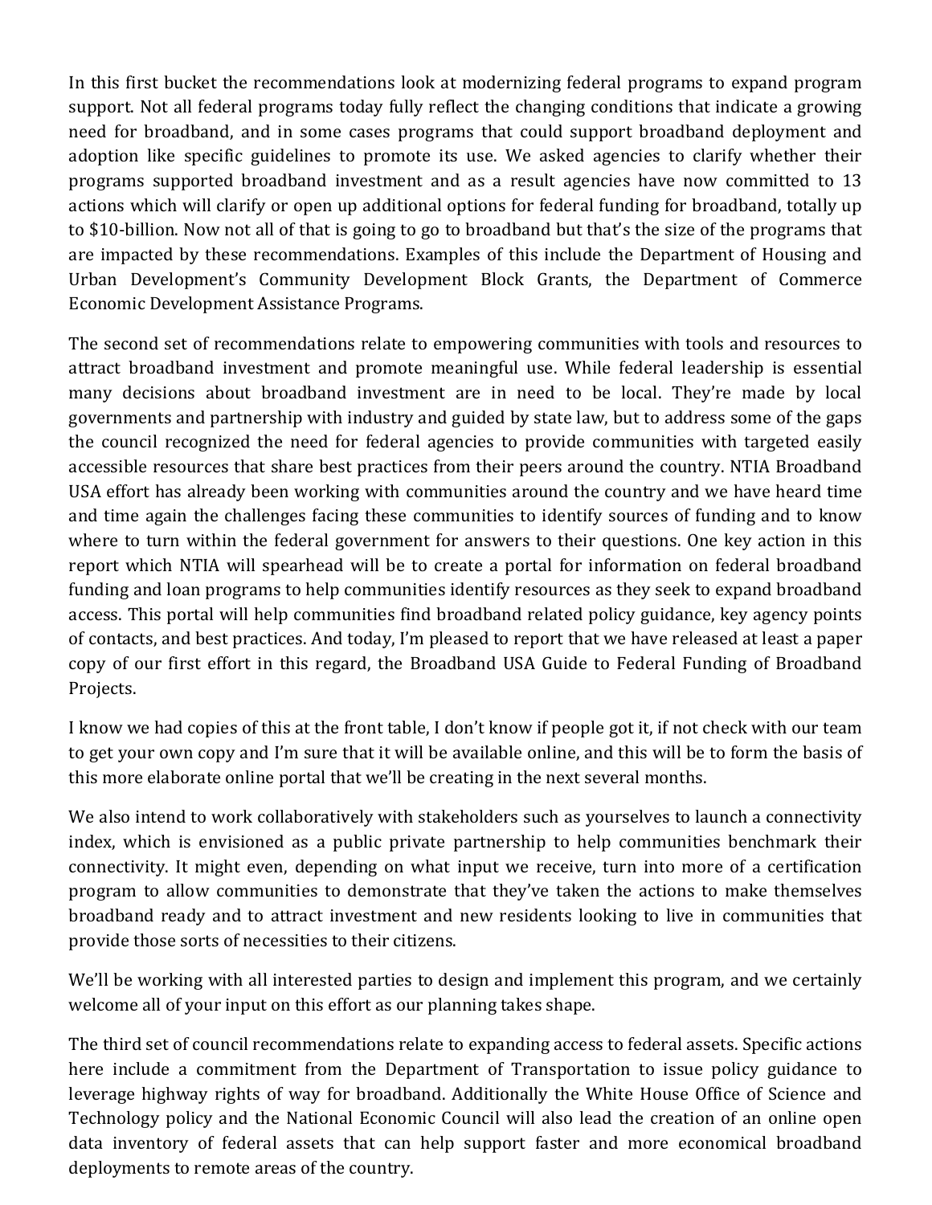In this first bucket the recommendations look at modernizing federal programs to expand program support. Not all federal programs today fully reflect the changing conditions that indicate a growing need for broadband, and in some cases programs that could support broadband deployment and adoption like specific guidelines to promote its use. We asked agencies to clarify whether their programs supported broadband investment and as a result agencies have now committed to 13 actions which will clarify or open up additional options for federal funding for broadband, totally up to $10-billion. Now not all of that is going to go to broadband but that's the size of the programs that are impacted by these recommendations. Examples of this include the Department of Housing and Urban Development's Community Development Block Grants, the Department of Commerce Economic Development Assistance Programs.

The second set of recommendations relate to empowering communities with tools and resources to attract broadband investment and promote meaningful use. While federal leadership is essential many decisions about broadband investment are in need to be local. They're made by local governments and partnership with industry and guided by state law, but to address some of the gaps the council recognized the need for federal agencies to provide communities with targeted easily accessible resources that share best practices from their peers around the country. NTIA Broadband USA effort has already been working with communities around the country and we have heard time and time again the challenges facing these communities to identify sources of funding and to know where to turn within the federal government for answers to their questions. One key action in this report which NTIA will spearhead will be to create a portal for information on federal broadband funding and loan programs to help communities identify resources as they seek to expand broadband access. This portal will help communities find broadband related policy guidance, key agency points of contacts, and best practices. And today, I'm pleased to report that we have released at least a paper copy of our first effort in this regard, the Broadband USA Guide to Federal Funding of Broadband Projects.

I know we had copies of this at the front table, I don't know if people got it, if not check with our team to get your own copy and I'm sure that it will be available online, and this will be to form the basis of this more elaborate online portal that we'll be creating in the next several months.

We also intend to work collaboratively with stakeholders such as yourselves to launch a connectivity index, which is envisioned as a public private partnership to help communities benchmark their connectivity. It might even, depending on what input we receive, turn into more of a certification program to allow communities to demonstrate that they've taken the actions to make themselves broadband ready and to attract investment and new residents looking to live in communities that provide those sorts of necessities to their citizens.

We'll be working with all interested parties to design and implement this program, and we certainly welcome all of your input on this effort as our planning takes shape.

The third set of council recommendations relate to expanding access to federal assets. Specific actions here include a commitment from the Department of Transportation to issue policy guidance to leverage highway rights of way for broadband. Additionally the White House Office of Science and Technology policy and the National Economic Council will also lead the creation of an online open data inventory of federal assets that can help support faster and more economical broadband deployments to remote areas of the country.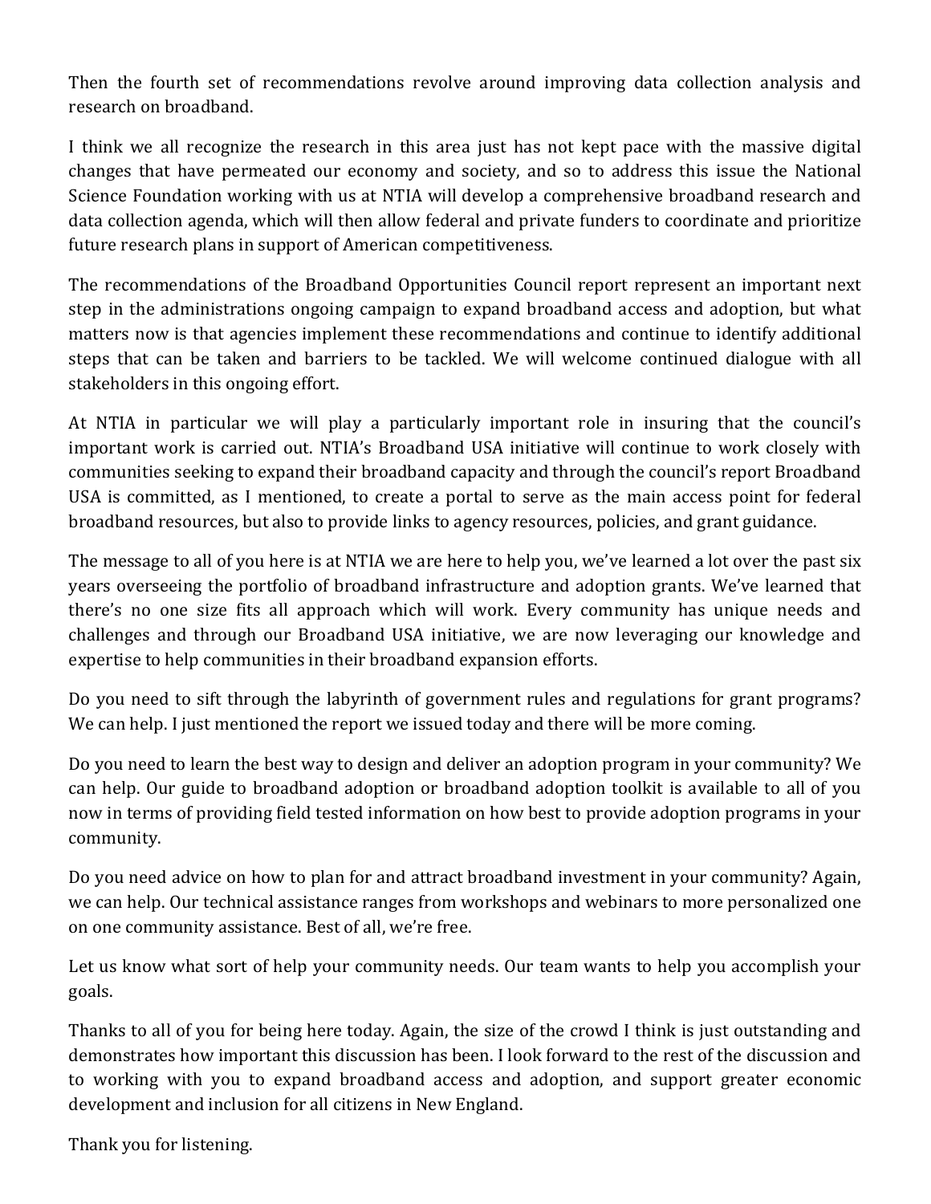Then the fourth set of recommendations revolve around improving data collection analysis and research on broadband.

I think we all recognize the research in this area just has not kept pace with the massive digital changes that have permeated our economy and society, and so to address this issue the National Science Foundation working with us at NTIA will develop a comprehensive broadband research and data collection agenda, which will then allow federal and private funders to coordinate and prioritize future research plans in support of American competitiveness.

The recommendations of the Broadband Opportunities Council report represent an important next step in the administrations ongoing campaign to expand broadband access and adoption, but what matters now is that agencies implement these recommendations and continue to identify additional steps that can be taken and barriers to be tackled. We will welcome continued dialogue with all stakeholders in this ongoing effort.

At NTIA in particular we will play a particularly important role in insuring that the council's important work is carried out. NTIA's Broadband USA initiative will continue to work closely with communities seeking to expand their broadband capacity and through the council's report Broadband USA is committed, as I mentioned, to create a portal to serve as the main access point for federal broadband resources, but also to provide links to agency resources, policies, and grant guidance.

The message to all of you here is at NTIA we are here to help you, we've learned a lot over the past six years overseeing the portfolio of broadband infrastructure and adoption grants. We've learned that there's no one size fits all approach which will work. Every community has unique needs and challenges and through our Broadband USA initiative, we are now leveraging our knowledge and expertise to help communities in their broadband expansion efforts.

Do you need to sift through the labyrinth of government rules and regulations for grant programs? We can help. I just mentioned the report we issued today and there will be more coming.

Do you need to learn the best way to design and deliver an adoption program in your community? We can help. Our guide to broadband adoption or broadband adoption toolkit is available to all of you now in terms of providing field tested information on how best to provide adoption programs in your community.

Do you need advice on how to plan for and attract broadband investment in your community? Again, we can help. Our technical assistance ranges from workshops and webinars to more personalized one on one community assistance. Best of all, we're free.

Let us know what sort of help your community needs. Our team wants to help you accomplish your goals.

Thanks to all of you for being here today. Again, the size of the crowd I think is just outstanding and demonstrates how important this discussion has been. I look forward to the rest of the discussion and to working with you to expand broadband access and adoption, and support greater economic development and inclusion for all citizens in New England.

Thank you for listening.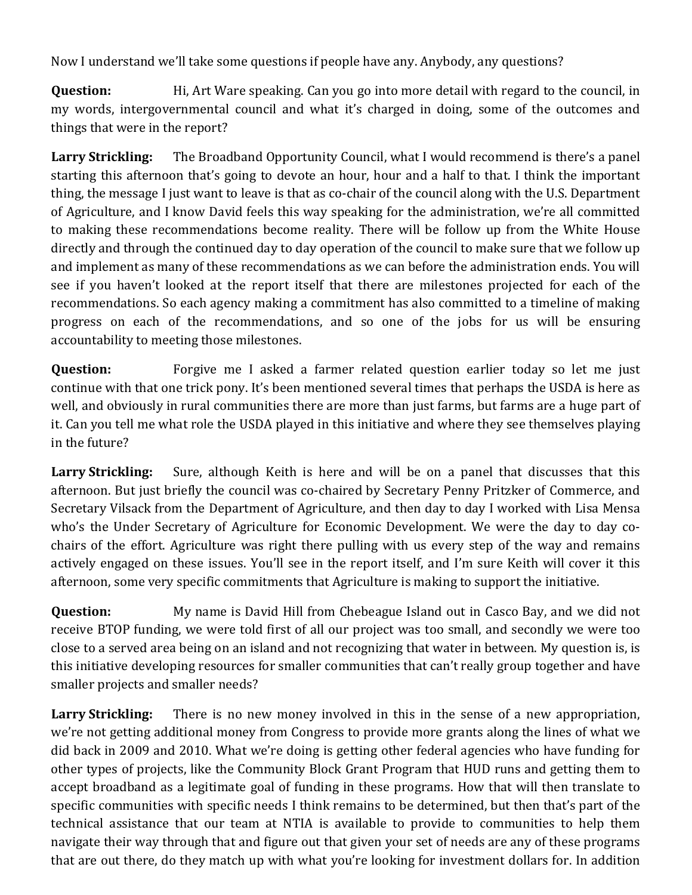Now I understand we'll take some questions if people have any. Anybody, any questions?

**Question:** Hi, Art Ware speaking. Can you go into more detail with regard to the council, in my words, intergovernmental council and what it's charged in doing, some of the outcomes and things that were in the report?

**Larry Strickling:** The Broadband Opportunity Council, what I would recommend is there's a panel starting this afternoon that's going to devote an hour, hour and a half to that. I think the important thing, the message I just want to leave is that as co-chair of the council along with the U.S. Department of Agriculture, and I know David feels this way speaking for the administration, we're all committed to making these recommendations become reality. There will be follow up from the White House directly and through the continued day to day operation of the council to make sure that we follow up and implement as many of these recommendations as we can before the administration ends. You will see if you haven't looked at the report itself that there are milestones projected for each of the recommendations. So each agency making a commitment has also committed to a timeline of making progress on each of the recommendations, and so one of the jobs for us will be ensuring accountability to meeting those milestones.

**Question:** Forgive me I asked a farmer related question earlier today so let me just continue with that one trick pony. It's been mentioned several times that perhaps the USDA is here as well, and obviously in rural communities there are more than just farms, but farms are a huge part of it. Can you tell me what role the USDA played in this initiative and where they see themselves playing in the future?

**Larry Strickling:** Sure, although Keith is here and will be on a panel that discusses that this afternoon. But just briefly the council was co-chaired by Secretary Penny Pritzker of Commerce, and Secretary Vilsack from the Department of Agriculture, and then day to day I worked with Lisa Mensa who's the Under Secretary of Agriculture for Economic Development. We were the day to day co-chairs of the effort. Agriculture was right there pulling with us every step of the way and remains actively engaged on these issues. You'll see in the report itself, and I'm sure Keith will cover it this afternoon, some very specific commitments that Agriculture is making to support the initiative.

**Question:** My name is David Hill from Chebeague Island out in Casco Bay, and we did not receive BTOP funding, we were told first of all our project was too small, and secondly we were too close to a served area being on an island and not recognizing that water in between. My question is, is this initiative developing resources for smaller communities that can't really group together and have smaller projects and smaller needs?

**Larry Strickling:** There is no new money involved in this in the sense of a new appropriation, we're not getting additional money from Congress to provide more grants along the lines of what we did back in 2009 and 2010. What we're doing is getting other federal agencies who have funding for other types of projects, like the Community Block Grant Program that HUD runs and getting them to accept broadband as a legitimate goal of funding in these programs. How that will then translate to specific communities with specific needs I think remains to be determined, but then that's part of the technical assistance that our team at NTIA is available to provide to communities to help them navigate their way through that and figure out that given your set of needs are any of these programs that are out there, do they match up with what you're looking for investment dollars for. In addition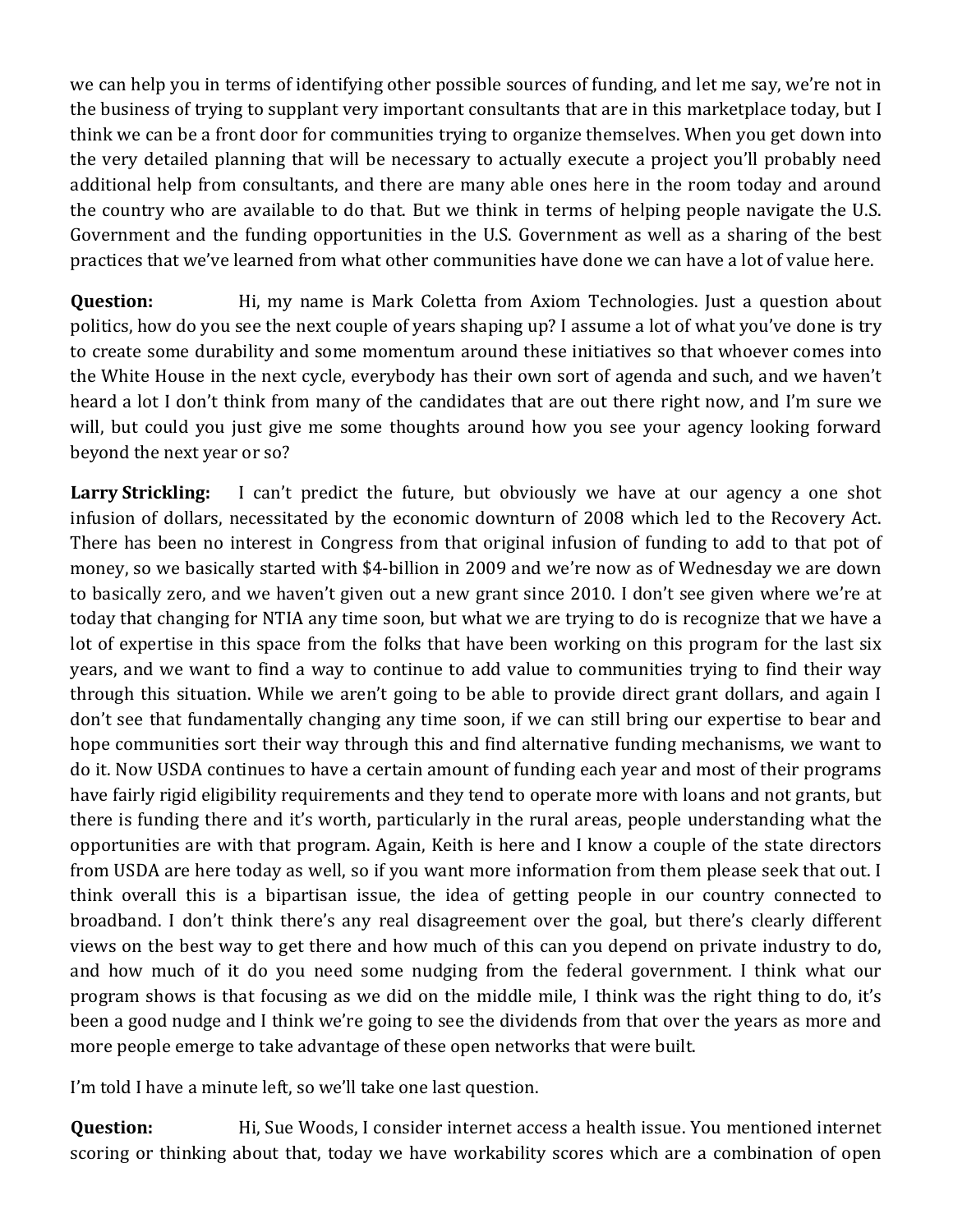we can help you in terms of identifying other possible sources of funding, and let me say, we're not in the business of trying to supplant very important consultants that are in this marketplace today, but I think we can be a front door for communities trying to organize themselves. When you get down into the very detailed planning that will be necessary to actually execute a project you'll probably need additional help from consultants, and there are many able ones here in the room today and around the country who are available to do that. But we think in terms of helping people navigate the U.S. Government and the funding opportunities in the U.S. Government as well as a sharing of the best practices that we've learned from what other communities have done we can have a lot of value here.

**Question:** Hi, my name is Mark Coletta from Axiom Technologies. Just a question about politics, how do you see the next couple of years shaping up? I assume a lot of what you've done is try to create some durability and some momentum around these initiatives so that whoever comes into the White House in the next cycle, everybody has their own sort of agenda and such, and we haven't heard a lot I don't think from many of the candidates that are out there right now, and I'm sure we will, but could you just give me some thoughts around how you see your agency looking forward beyond the next year or so?

**Larry Strickling:** I can't predict the future, but obviously we have at our agency a one shot infusion of dollars, necessitated by the economic downturn of 2008 which led to the Recovery Act. There has been no interest in Congress from that original infusion of funding to add to that pot of money, so we basically started with $4-billion in 2009 and we're now as of Wednesday we are down to basically zero, and we haven't given out a new grant since 2010. I don't see given where we're at today that changing for NTIA any time soon, but what we are trying to do is recognize that we have a lot of expertise in this space from the folks that have been working on this program for the last six years, and we want to find a way to continue to add value to communities trying to find their way through this situation. While we aren't going to be able to provide direct grant dollars, and again I don't see that fundamentally changing any time soon, if we can still bring our expertise to bear and hope communities sort their way through this and find alternative funding mechanisms, we want to do it. Now USDA continues to have a certain amount of funding each year and most of their programs have fairly rigid eligibility requirements and they tend to operate more with loans and not grants, but there is funding there and it's worth, particularly in the rural areas, people understanding what the opportunities are with that program. Again, Keith is here and I know a couple of the state directors from USDA are here today as well, so if you want more information from them please seek that out. I think overall this is a bipartisan issue, the idea of getting people in our country connected to broadband. I don't think there's any real disagreement over the goal, but there's clearly different views on the best way to get there and how much of this can you depend on private industry to do, and how much of it do you need some nudging from the federal government. I think what our program shows is that focusing as we did on the middle mile, I think was the right thing to do, it's been a good nudge and I think we're going to see the dividends from that over the years as more and more people emerge to take advantage of these open networks that were built.

I'm told I have a minute left, so we'll take one last question.

**Question:** Hi, Sue Woods, I consider internet access a health issue. You mentioned internet scoring or thinking about that, today we have workability scores which are a combination of open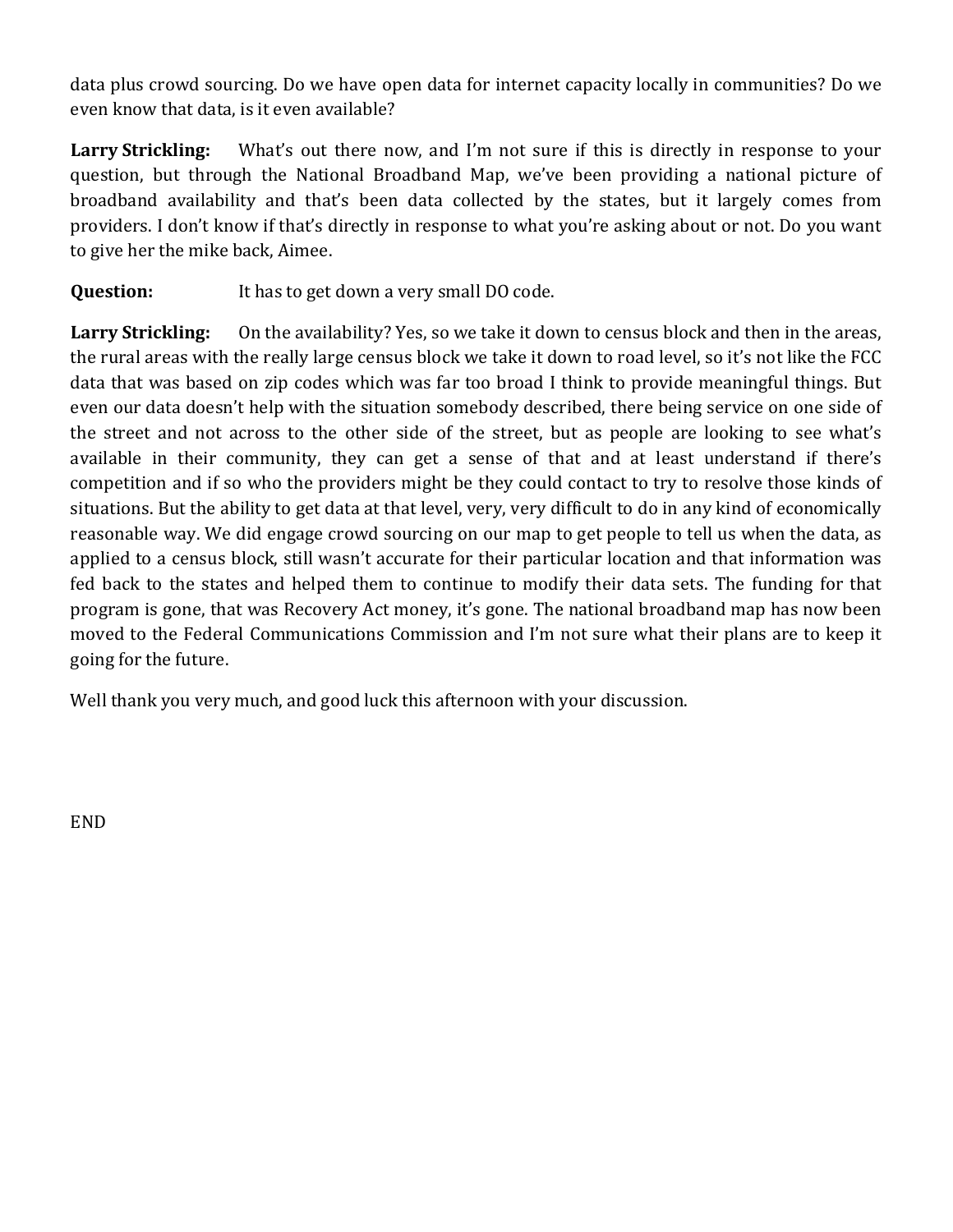data plus crowd sourcing. Do we have open data for internet capacity locally in communities? Do we even know that data, is it even available?

**Larry Strickling:** What's out there now, and I'm not sure if this is directly in response to your question, but through the National Broadband Map, we've been providing a national picture of broadband availability and that's been data collected by the states, but it largely comes from providers. I don't know if that's directly in response to what you're asking about or not. Do you want to give her the mike back, Aimee.

**Question:** It has to get down a very small DO code.

**Larry Strickling:** On the availability? Yes, so we take it down to census block and then in the areas, the rural areas with the really large census block we take it down to road level, so it's not like the FCC data that was based on zip codes which was far too broad I think to provide meaningful things. But even our data doesn't help with the situation somebody described, there being service on one side of the street and not across to the other side of the street, but as people are looking to see what's available in their community, they can get a sense of that and at least understand if there's competition and if so who the providers might be they could contact to try to resolve those kinds of situations. But the ability to get data at that level, very, very difficult to do in any kind of economically reasonable way. We did engage crowd sourcing on our map to get people to tell us when the data, as applied to a census block, still wasn't accurate for their particular location and that information was fed back to the states and helped them to continue to modify their data sets. The funding for that program is gone, that was Recovery Act money, it's gone. The national broadband map has now been moved to the Federal Communications Commission and I'm not sure what their plans are to keep it going for the future.

Well thank you very much, and good luck this afternoon with your discussion.

END